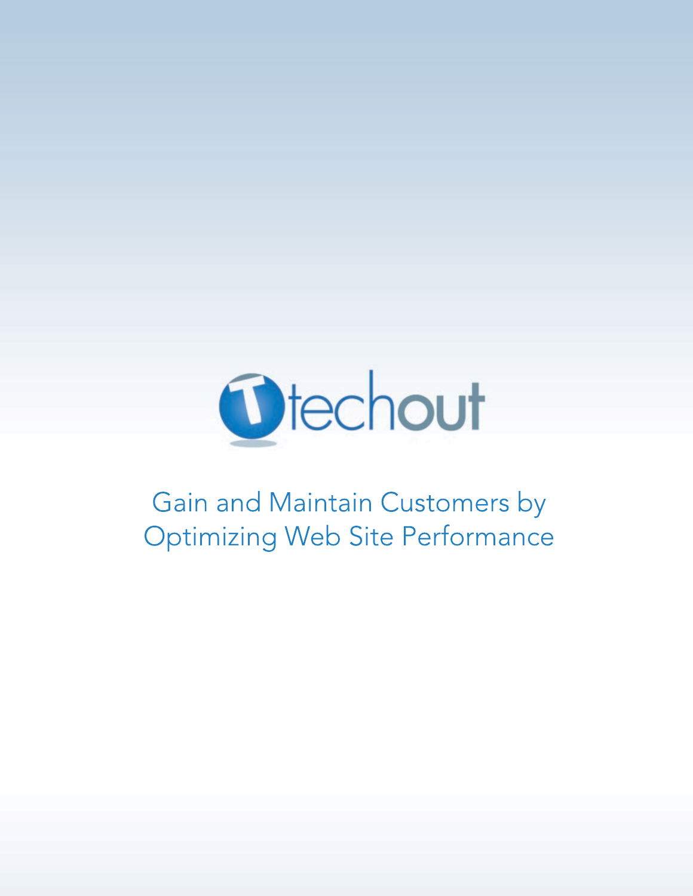techout

# Gain and Maintain Customers by Optimizing Web Site Performance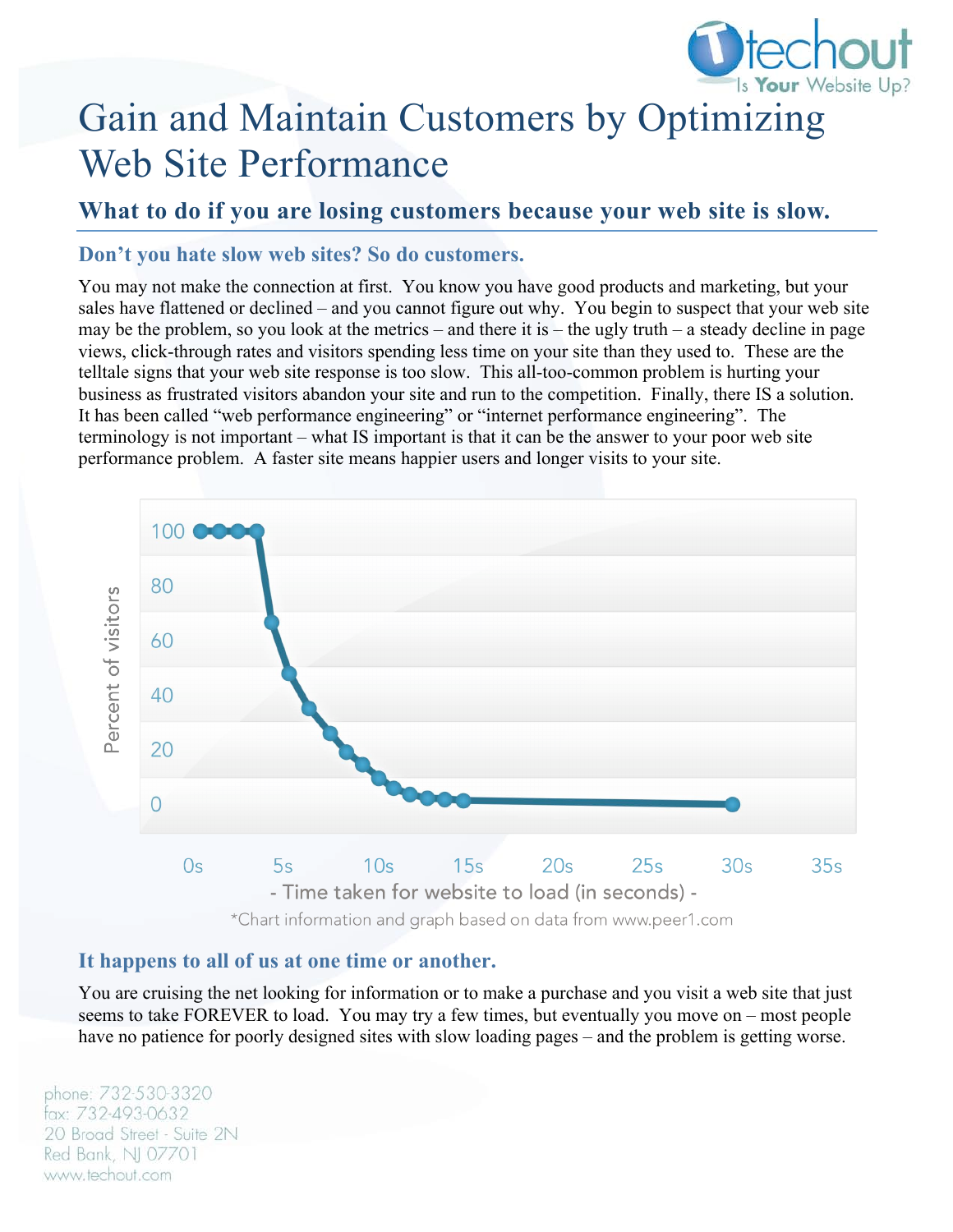# Gain and Maintain Customers by Optimizing Web Site Performance

## What to do if you are losing customers because your web site is slow.

### Don't you hate slow web sites? So do customers.

You may not make the connection at first. You know you have good products and marketing, but your sales have flattened or declined – and you cannot figure out why. You begin to suspect that your web site may be the problem, so you look at the metrics – and there it is – the ugly truth – a steady decline in page views, click-through rates and visitors spending less time on your site than they used to. These are the telltale signs that your web site response is too slow. This all-too-common problem is hurting your business as frustrated visitors abandon your site and run to the competition. Finally, there IS a solution. It has been called "web performance engineering" or "internet performance engineering". The terminology is not important – what IS important is that it can be the answer to your poor web site performance problem. A faster site means happier users and longer visits to your site.

*Chart information and graph based on data from www.peer1.com

### It happens to all of us at one time or another.

You are cruising the net looking for information or to make a purchase and you visit a web site that just seems to take FOREVER to load. You may try a few times, but eventually you move on – most people have no patience for poorly designed sites with slow loading pages – and the problem is getting worse.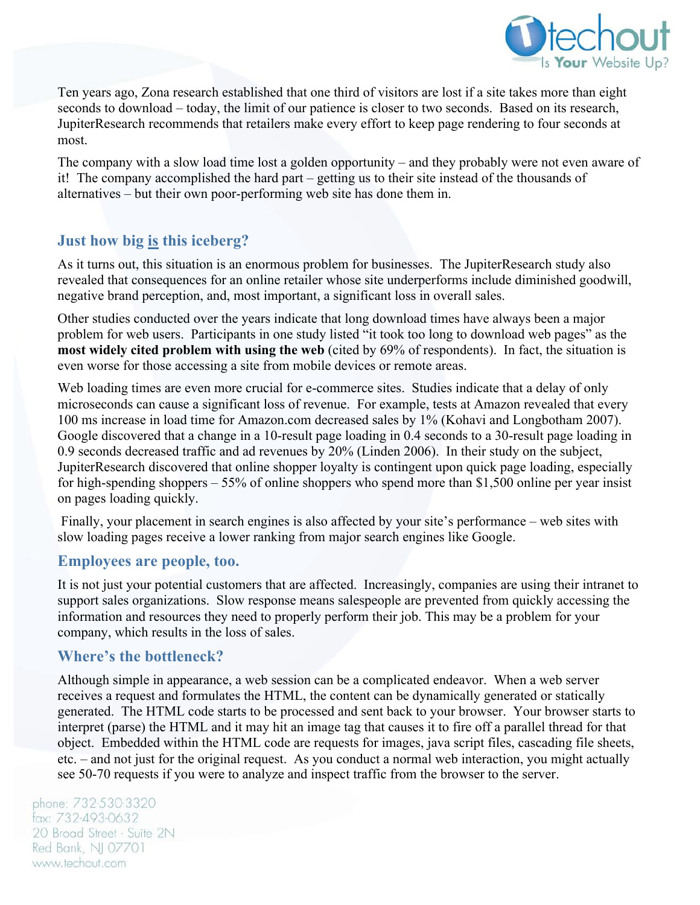Ten years ago, Zona research established that one third of visitors are lost if a site takes more than eight seconds to download – today, the limit of our patience is closer to two seconds. Based on its research, JupiterResearch recommends that retailers make every effort to keep page rendering to four seconds at most.

The company with a slow load time lost a golden opportunity – and they probably were not even aware of it! The company accomplished the hard part – getting us to their site instead of the thousands of alternatives – but their own poor-performing web site has done them in.

## Just how big is this iceberg?

As it turns out, this situation is an enormous problem for businesses. The JupiterResearch study also revealed that consequences for an online retailer whose site underperforms include diminished goodwill, negative brand perception, and, most important, a significant loss in overall sales.

Other studies conducted over the years indicate that long download times have always been a major problem for web users. Participants in one study listed "it took too long to download web pages" as the **most widely cited problem with using the web** (cited by 69% of respondents). In fact, the situation is even worse for those accessing a site from mobile devices or remote areas.

Web loading times are even more crucial for e-commerce sites. Studies indicate that a delay of only microseconds can cause a significant loss of revenue. For example, tests at Amazon revealed that every 100 ms increase in load time for Amazon.com decreased sales by 1% (Kohavi and Longbotham 2007). Google discovered that a change in a 10-result page loading in 0.4 seconds to a 30-result page loading in 0.9 seconds decreased traffic and ad revenues by 20% (Linden 2006). In their study on the subject, JupiterResearch discovered that online shopper loyalty is contingent upon quick page loading, especially for high-spending shoppers – 55% of online shoppers who spend more than $1,500 online per year insist on pages loading quickly.

Finally, your placement in search engines is also affected by your site's performance – web sites with slow loading pages receive a lower ranking from major search engines like Google.

## Employees are people, too.

It is not just your potential customers that are affected. Increasingly, companies are using their intranet to support sales organizations. Slow response means salespeople are prevented from quickly accessing the information and resources they need to properly perform their job. This may be a problem for your company, which results in the loss of sales.

## Where's the bottleneck?

Although simple in appearance, a web session can be a complicated endeavor. When a web server receives a request and formulates the HTML, the content can be dynamically generated or statically generated. The HTML code starts to be processed and sent back to your browser. Your browser starts to interpret (parse) the HTML and it may hit an image tag that causes it to fire off a parallel thread for that object. Embedded within the HTML code are requests for images, java script files, cascading file sheets, etc. – and not just for the original request. As you conduct a normal web interaction, you might actually see 50-70 requests if you were to analyze and inspect traffic from the browser to the server.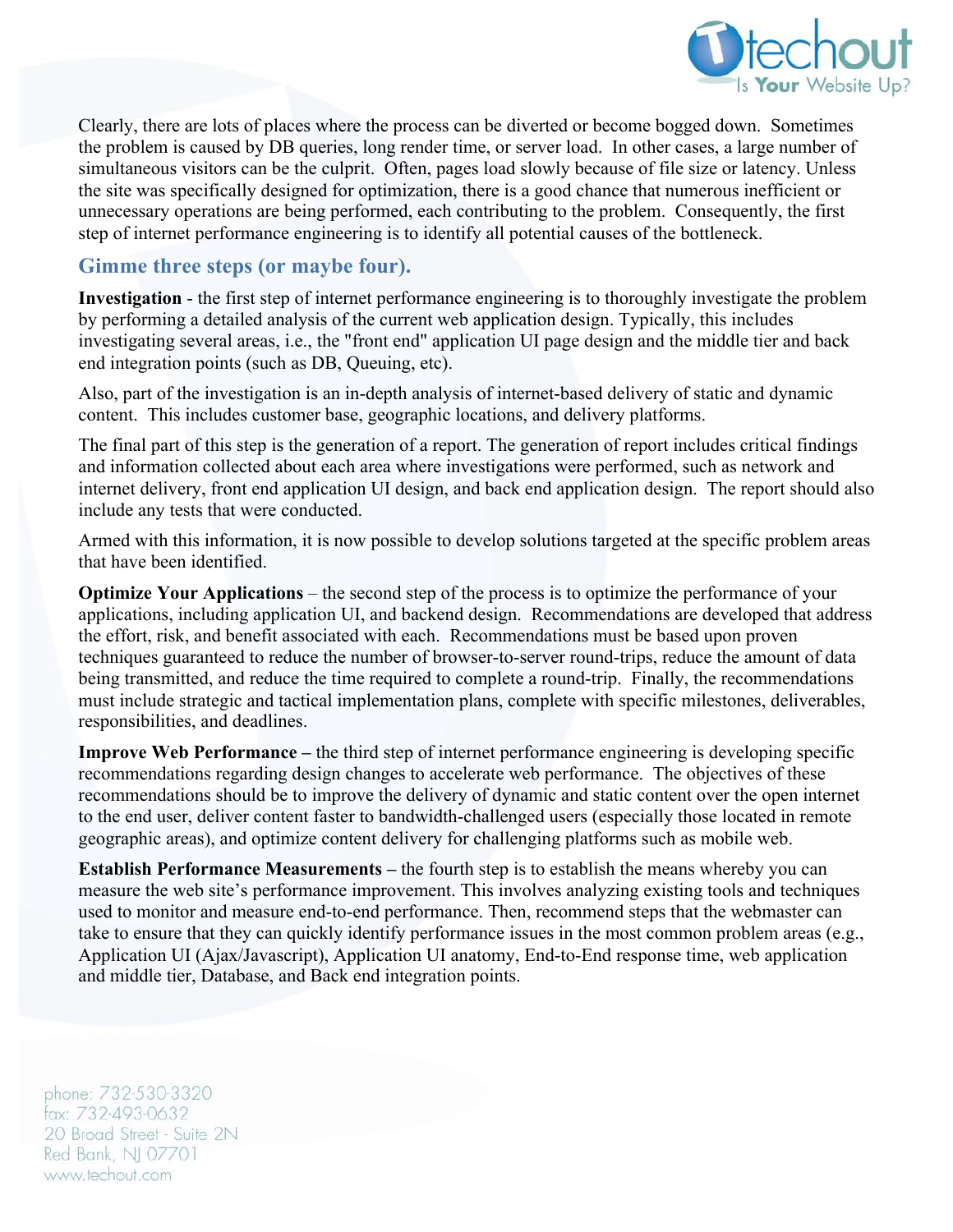Clearly, there are lots of places where the process can be diverted or become bogged down. Sometimes the problem is caused by DB queries, long render time, or server load. In other cases, a large number of simultaneous visitors can be the culprit. Often, pages load slowly because of file size or latency. Unless the site was specifically designed for optimization, there is a good chance that numerous inefficient or unnecessary operations are being performed, each contributing to the problem. Consequently, the first step of internet performance engineering is to identify all potential causes of the bottleneck.

## Gimme three steps (or maybe four).

**Investigation** - the first step of internet performance engineering is to thoroughly investigate the problem by performing a detailed analysis of the current web application design. Typically, this includes investigating several areas, i.e., the "front end" application UI page design and the middle tier and back end integration points (such as DB, Queuing, etc).

Also, part of the investigation is an in-depth analysis of internet-based delivery of static and dynamic content. This includes customer base, geographic locations, and delivery platforms.

The final part of this step is the generation of a report. The generation of report includes critical findings and information collected about each area where investigations were performed, such as network and internet delivery, front end application UI design, and back end application design. The report should also include any tests that were conducted.

Armed with this information, it is now possible to develop solutions targeted at the specific problem areas that have been identified.

**Optimize Your Applications** – the second step of the process is to optimize the performance of your applications, including application UI, and backend design. Recommendations are developed that address the effort, risk, and benefit associated with each. Recommendations must be based upon proven techniques guaranteed to reduce the number of browser-to-server round-trips, reduce the amount of data being transmitted, and reduce the time required to complete a round-trip. Finally, the recommendations must include strategic and tactical implementation plans, complete with specific milestones, deliverables, responsibilities, and deadlines.

**Improve Web Performance –** the third step of internet performance engineering is developing specific recommendations regarding design changes to accelerate web performance. The objectives of these recommendations should be to improve the delivery of dynamic and static content over the open internet to the end user, deliver content faster to bandwidth-challenged users (especially those located in remote geographic areas), and optimize content delivery for challenging platforms such as mobile web.

**Establish Performance Measurements –** the fourth step is to establish the means whereby you can measure the web site's performance improvement. This involves analyzing existing tools and techniques used to monitor and measure end-to-end performance. Then, recommend steps that the webmaster can take to ensure that they can quickly identify performance issues in the most common problem areas (e.g., Application UI (Ajax/Javascript), Application UI anatomy, End-to-End response time, web application and middle tier, Database, and Back end integration points.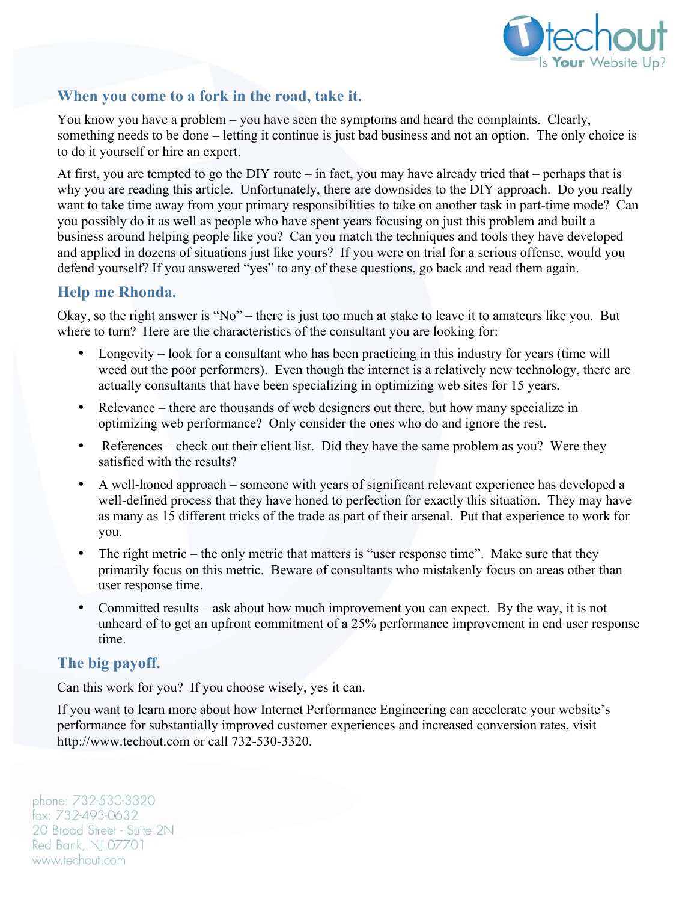## When you come to a fork in the road, take it.

You know you have a problem – you have seen the symptoms and heard the complaints. Clearly, something needs to be done – letting it continue is just bad business and not an option. The only choice is to do it yourself or hire an expert.

At first, you are tempted to go the DIY route – in fact, you may have already tried that – perhaps that is why you are reading this article. Unfortunately, there are downsides to the DIY approach. Do you really want to take time away from your primary responsibilities to take on another task in part-time mode? Can you possibly do it as well as people who have spent years focusing on just this problem and built a business around helping people like you? Can you match the techniques and tools they have developed and applied in dozens of situations just like yours? If you were on trial for a serious offense, would you defend yourself? If you answered "yes" to any of these questions, go back and read them again.

## Help me Rhonda.

Okay, so the right answer is "No" – there is just too much at stake to leave it to amateurs like you. But where to turn? Here are the characteristics of the consultant you are looking for:

- Longevity – look for a consultant who has been practicing in this industry for years (time will weed out the poor performers). Even though the internet is a relatively new technology, there are actually consultants that have been specializing in optimizing web sites for 15 years.
- Relevance – there are thousands of web designers out there, but how many specialize in optimizing web performance? Only consider the ones who do and ignore the rest.
- References – check out their client list. Did they have the same problem as you? Were they satisfied with the results?
- A well-honed approach – someone with years of significant relevant experience has developed a well-defined process that they have honed to perfection for exactly this situation. They may have as many as 15 different tricks of the trade as part of their arsenal. Put that experience to work for you.
- The right metric – the only metric that matters is "user response time". Make sure that they primarily focus on this metric. Beware of consultants who mistakenly focus on areas other than user response time.
- Committed results – ask about how much improvement you can expect. By the way, it is not unheard of to get an upfront commitment of a 25% performance improvement in end user response time.

## The big payoff.

Can this work for you? If you choose wisely, yes it can.

If you want to learn more about how Internet Performance Engineering can accelerate your website's performance for substantially improved customer experiences and increased conversion rates, visit http://www.techout.com or call 732-530-3320.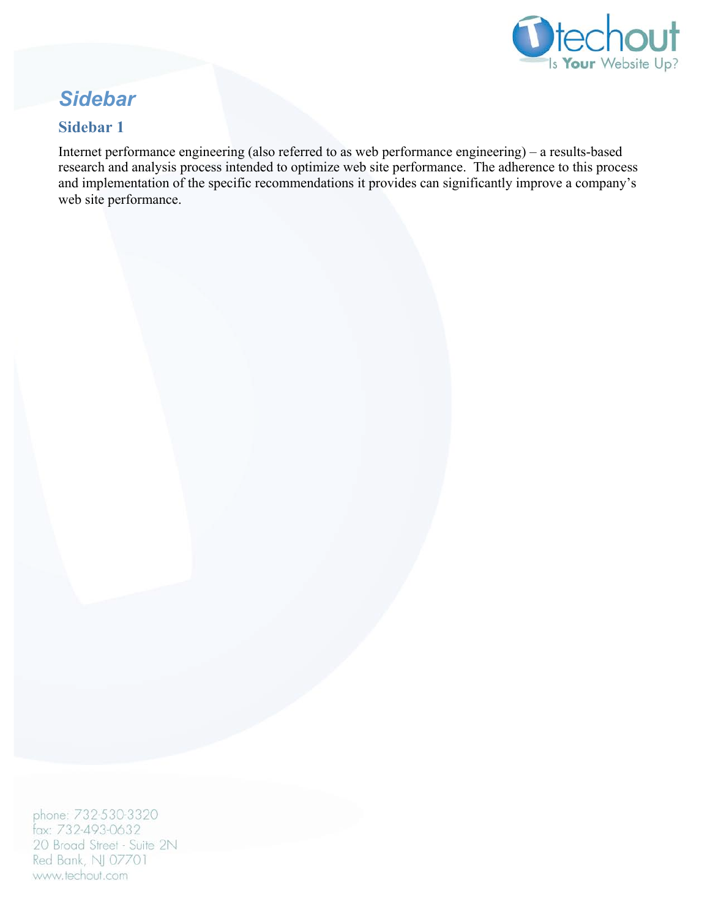# *Sidebar*

## Sidebar 1

Internet performance engineering (also referred to as web performance engineering) – a results-based research and analysis process intended to optimize web site performance. The adherence to this process and implementation of the specific recommendations it provides can significantly improve a company's web site performance.